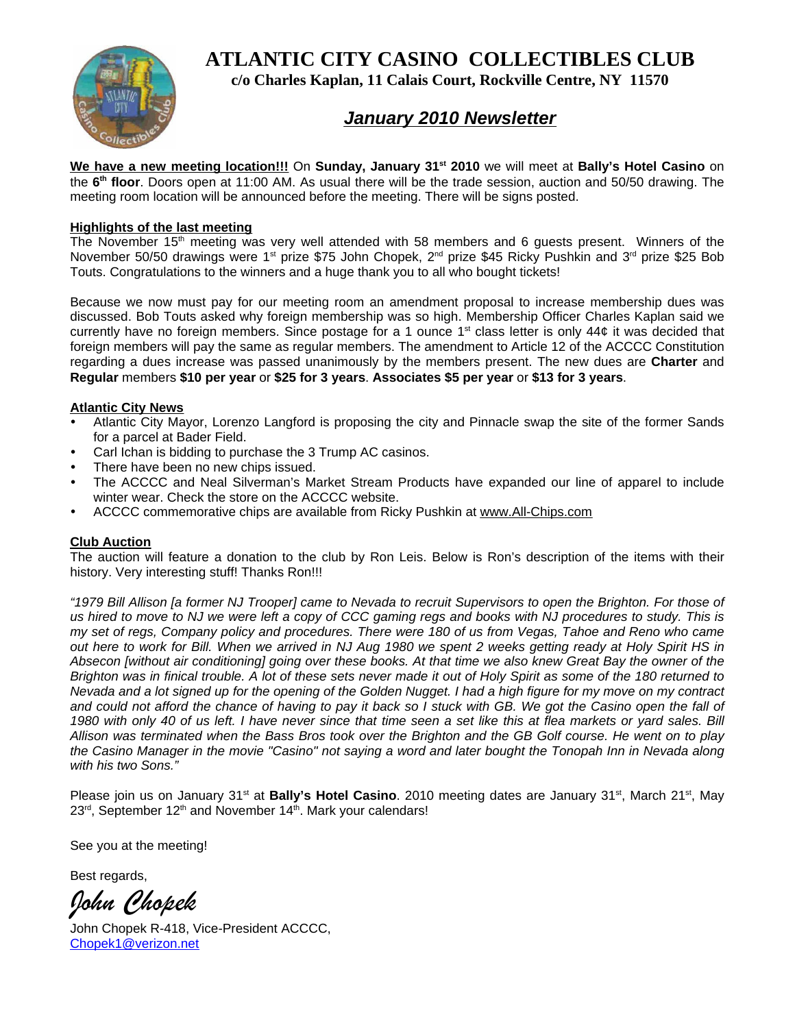# ATLANTIC CITY CASINO COLLECTIBLES CLUB

**c/o Charles Kaplan, 11 Calais Court, Rockville Centre, NY 11570**

## *January 2010 Newsletter*

**We have a new meeting location!!!** On **Sunday, January 31st 2010** we will meet at **Bally's Hotel Casino** on the **6th floor**. Doors open at 11:00 AM. As usual there will be the trade session, auction and 50/50 drawing. The meeting room location will be announced before the meeting. There will be signs posted.

**Highlights of the last meeting**

The November 15th meeting was very well attended with 58 members and 6 guests present. Winners of the November 50/50 drawings were 1st prize $75 John Chopek, 2nd prize $45 Ricky Pushkin and 3rd prize $25 Bob Touts. Congratulations to the winners and a huge thank you to all who bought tickets!

Because we now must pay for our meeting room an amendment proposal to increase membership dues was discussed. Bob Touts asked why foreign membership was so high. Membership Officer Charles Kaplan said we currently have no foreign members. Since postage for a 1 ounce 1st class letter is only 44¢ it was decided that foreign members will pay the same as regular members. The amendment to Article 12 of the ACCCC Constitution regarding a dues increase was passed unanimously by the members present. The new dues are **Charter** and **Regular** members **$10 per year** or **$25 for 3 years**. **Associates $5 per year** or **$13 for 3 years**.

**Atlantic City News**

- Atlantic City Mayor, Lorenzo Langford is proposing the city and Pinnacle swap the site of the former Sands for a parcel at Bader Field.
- Carl Ichan is bidding to purchase the 3 Trump AC casinos.
- There have been no new chips issued.
- The ACCCC and Neal Silverman's Market Stream Products have expanded our line of apparel to include winter wear. Check the store on the ACCCC website.
- ACCCC commemorative chips are available from Ricky Pushkin at www.All-Chips.com

**Club Auction**

The auction will feature a donation to the club by Ron Leis. Below is Ron's description of the items with their history. Very interesting stuff! Thanks Ron!!!

*"1979 Bill Allison [a former NJ Trooper] came to Nevada to recruit Supervisors to open the Brighton. For those of us hired to move to NJ we were left a copy of CCC gaming regs and books with NJ procedures to study. This is my set of regs, Company policy and procedures. There were 180 of us from Vegas, Tahoe and Reno who came out here to work for Bill. When we arrived in NJ Aug 1980 we spent 2 weeks getting ready at Holy Spirit HS in Absecon [without air conditioning] going over these books. At that time we also knew Great Bay the owner of the Brighton was in finical trouble. A lot of these sets never made it out of Holy Spirit as some of the 180 returned to Nevada and a lot signed up for the opening of the Golden Nugget. I had a high figure for my move on my contract and could not afford the chance of having to pay it back so I stuck with GB. We got the Casino open the fall of 1980 with only 40 of us left. I have never since that time seen a set like this at flea markets or yard sales. Bill Allison was terminated when the Bass Bros took over the Brighton and the GB Golf course. He went on to play the Casino Manager in the movie "Casino" not saying a word and later bought the Tonopah Inn in Nevada along with his two Sons."*

Please join us on January 31st at **Bally's Hotel Casino**. 2010 meeting dates are January 31st, March 21st, May 23rd, September 12th and November 14th. Mark your calendars!

See you at the meeting!

Best regards,

*John Chopek*

John Chopek R-418, Vice-President ACCCC,
Chopek1@verizon.net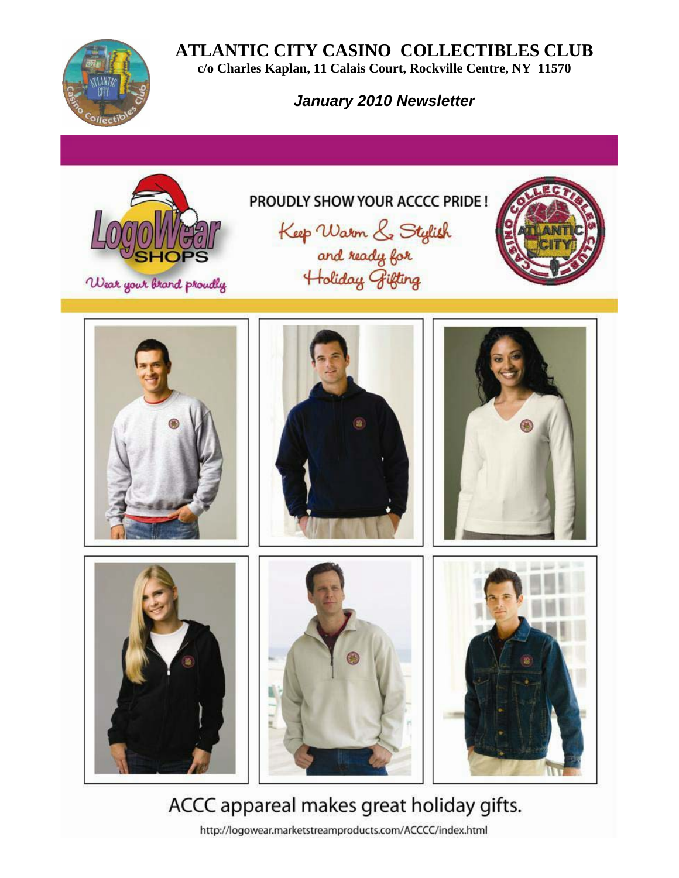# ATLANTIC CITY CASINO COLLECTIBLES CLUB

**c/o Charles Kaplan, 11 Calais Court, Rockville Centre, NY 11570**

***January 2010 Newsletter***

LogoWear SHOPS

Wear your brand proudly

PROUDLY SHOW YOUR ACCCC PRIDE !

Keep Warm & Stylish and ready for Holiday Gifting

ACCC appareal makes great holiday gifts.

http://logowear.marketstreamproducts.com/ACCCC/index.html